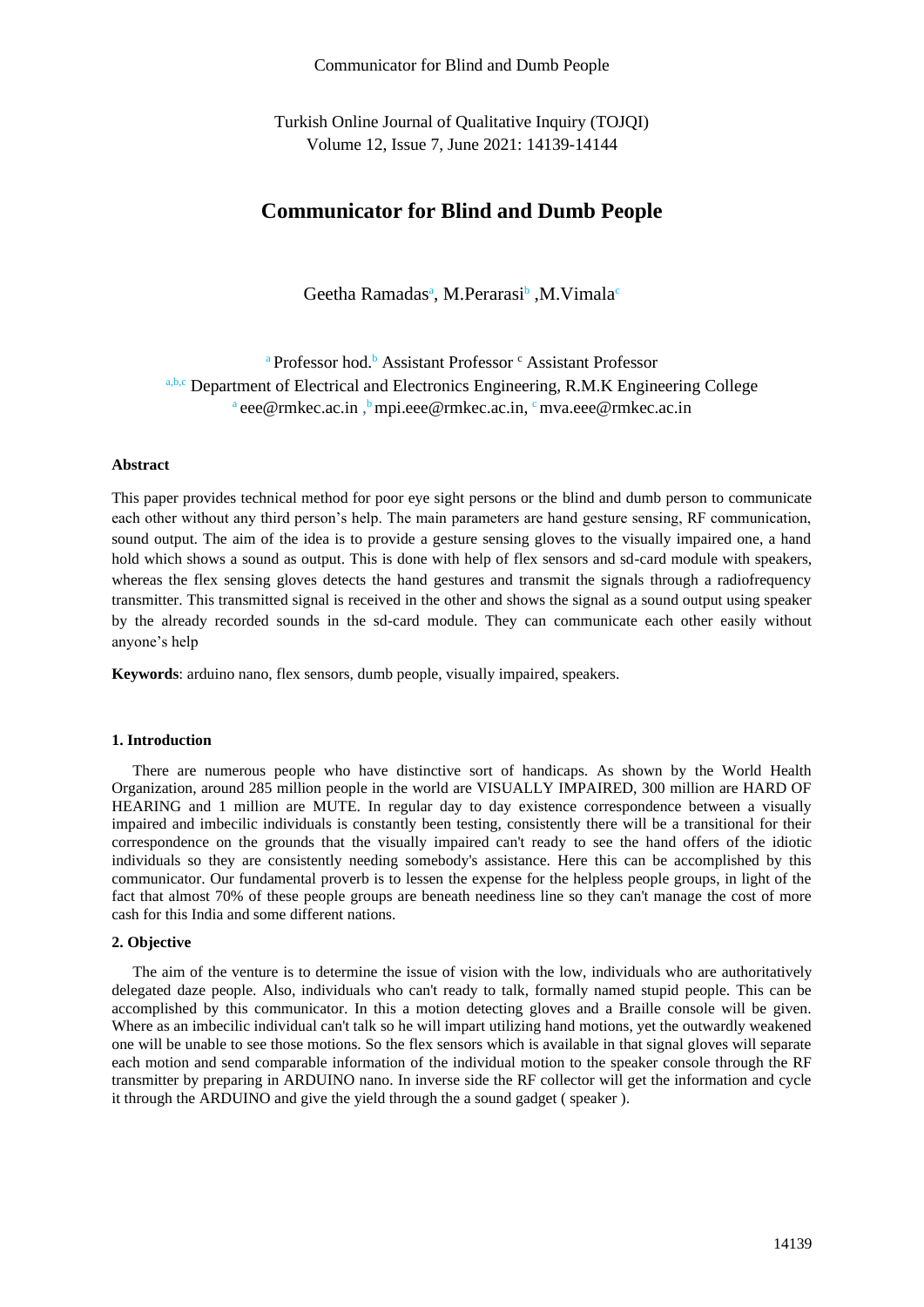# Communicator for Blind and Dumb People

Geetha Ramadas[a], M.Perarasi[b] ,M.Vimala[c]

[a] Professor hod.[b] Assistant Professor [c] Assistant Professor

[a,b,c] Department of Electrical and Electronics Engineering, R.M.K Engineering College

[a] eee@rmkec.ac.in ,[b] mpi.eee@rmkec.ac.in, [c] mva.eee@rmkec.ac.in

### Abstract

This paper provides technical method for poor eye sight persons or the blind and dumb person to communicate each other without any third person's help. The main parameters are hand gesture sensing, RF communication, sound output. The aim of the idea is to provide a gesture sensing gloves to the visually impaired one, a hand hold which shows a sound as output. This is done with help of flex sensors and sd-card module with speakers, whereas the flex sensing gloves detects the hand gestures and transmit the signals through a radiofrequency transmitter. This transmitted signal is received in the other and shows the signal as a sound output using speaker by the already recorded sounds in the sd-card module. They can communicate each other easily without anyone's help

**Keywords**: arduino nano, flex sensors, dumb people, visually impaired, speakers.

### 1. Introduction

There are numerous people who have distinctive sort of handicaps. As shown by the World Health Organization, around 285 million people in the world are VISUALLY IMPAIRED, 300 million are HARD OF HEARING and 1 million are MUTE. In regular day to day existence correspondence between a visually impaired and imbecilic individuals is constantly been testing, consistently there will be a transitional for their correspondence on the grounds that the visually impaired can't ready to see the hand offers of the idiotic individuals so they are consistently needing somebody's assistance. Here this can be accomplished by this communicator. Our fundamental proverb is to lessen the expense for the helpless people groups, in light of the fact that almost 70% of these people groups are beneath neediness line so they can't manage the cost of more cash for this India and some different nations.

### 2. Objective

The aim of the venture is to determine the issue of vision with the low, individuals who are authoritatively delegated daze people. Also, individuals who can't ready to talk, formally named stupid people. This can be accomplished by this communicator. In this a motion detecting gloves and a Braille console will be given. Where as an imbecilic individual can't talk so he will impart utilizing hand motions, yet the outwardly weakened one will be unable to see those motions. So the flex sensors which is available in that signal gloves will separate each motion and send comparable information of the individual motion to the speaker console through the RF transmitter by preparing in ARDUINO nano. In inverse side the RF collector will get the information and cycle it through the ARDUINO and give the yield through the a sound gadget ( speaker ).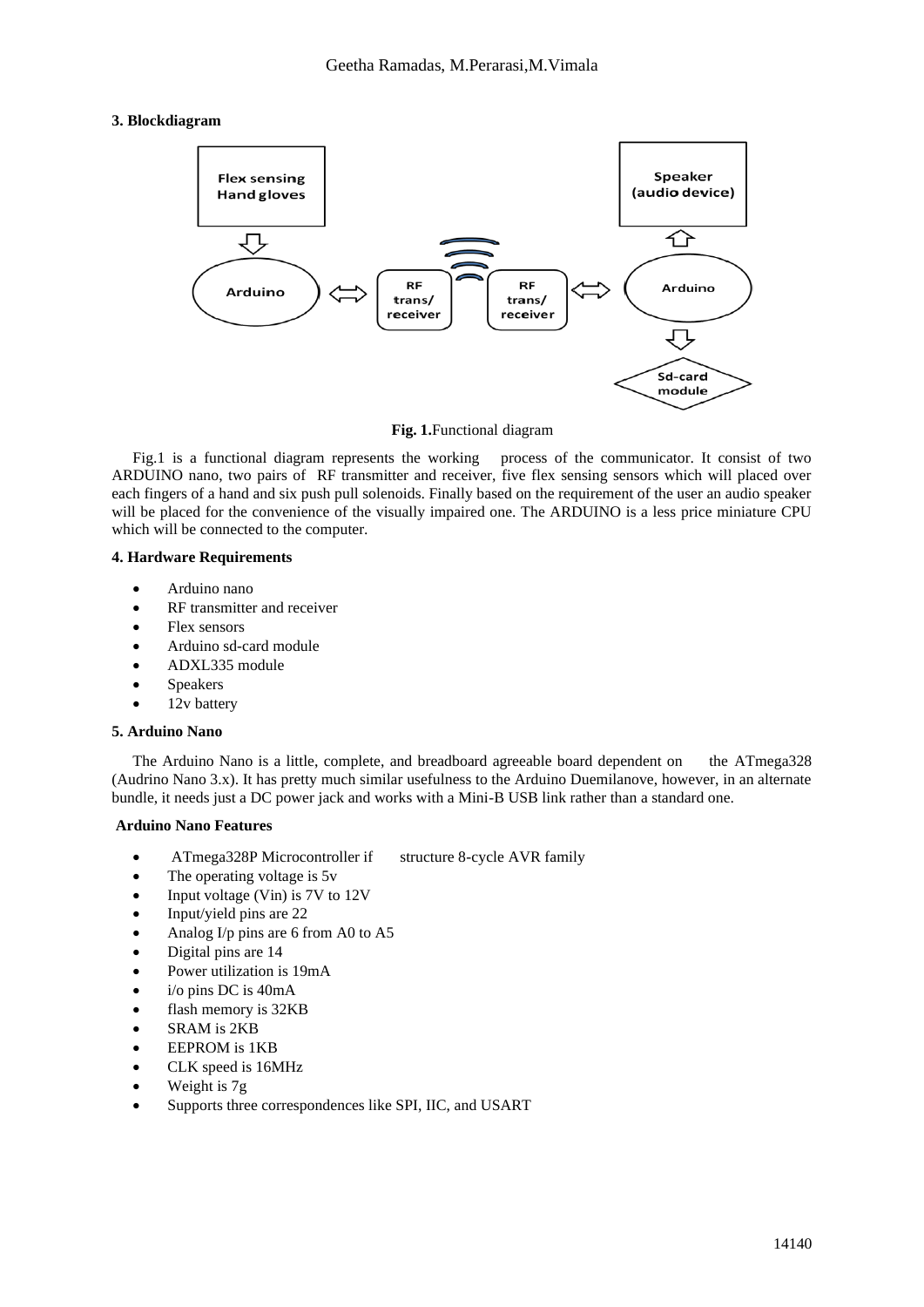### 3. Blockdiagram

**Fig. 1.**Functional diagram

Fig.1 is a functional diagram represents the working process of the communicator. It consist of two ARDUINO nano, two pairs of RF transmitter and receiver, five flex sensing sensors which will placed over each fingers of a hand and six push pull solenoids. Finally based on the requirement of the user an audio speaker will be placed for the convenience of the visually impaired one. The ARDUINO is a less price miniature CPU which will be connected to the computer.

### 4. Hardware Requirements

- Arduino nano
- RF transmitter and receiver
- Flex sensors
- Arduino sd-card module
- ADXL335 module
- Speakers
- 12v battery

### 5. Arduino Nano

The Arduino Nano is a little, complete, and breadboard agreeable board dependent on the ATmega328 (Audrino Nano 3.x). It has pretty much similar usefulness to the Arduino Duemilanove, however, in an alternate bundle, it needs just a DC power jack and works with a Mini-B USB link rather than a standard one.

**Arduino Nano Features**

- ATmega328P Microcontroller if structure 8-cycle AVR family
- The operating voltage is 5v
- Input voltage (Vin) is 7V to 12V
- Input/yield pins are 22
- Analog I/p pins are 6 from A0 to A5
- Digital pins are 14
- Power utilization is 19mA
- i/o pins DC is 40mA
- flash memory is 32KB
- SRAM is 2KB
- EEPROM is 1KB
- CLK speed is 16MHz
- Weight is 7g
- Supports three correspondences like SPI, IIC, and USART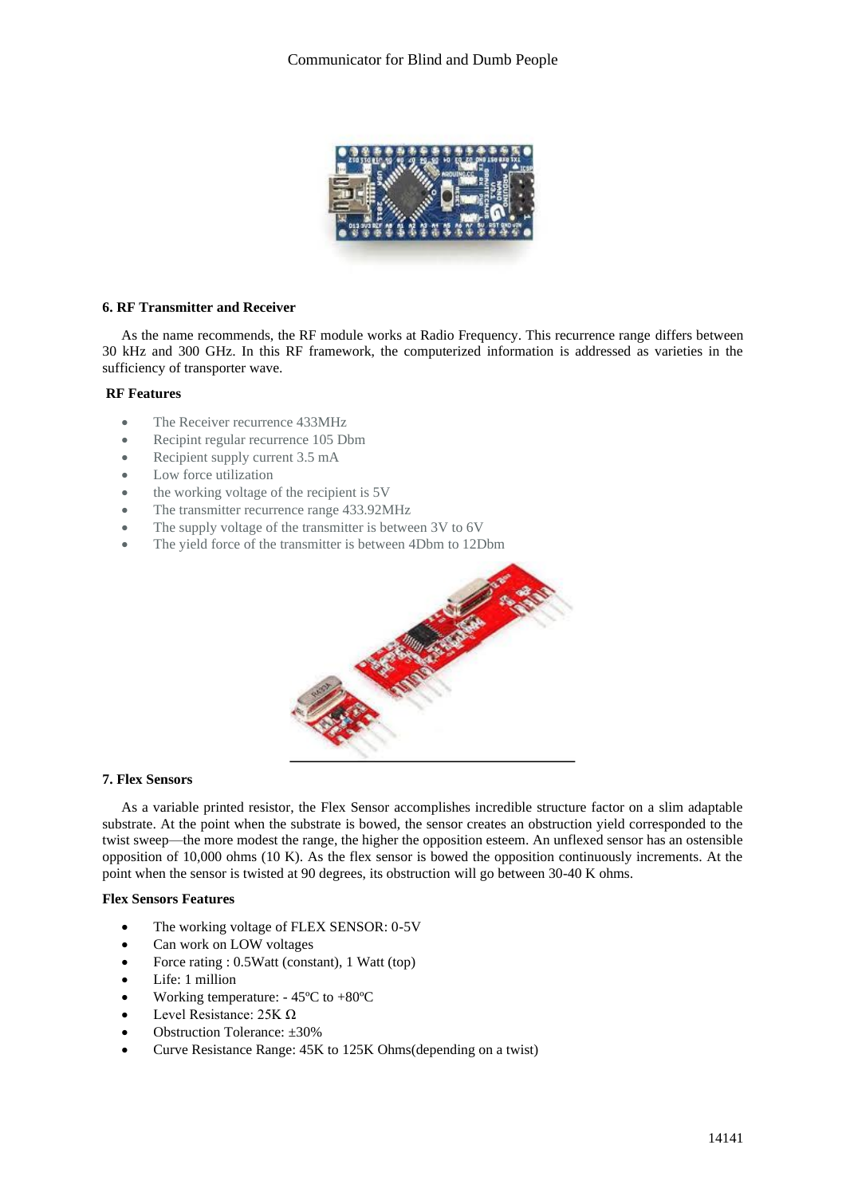### 6. RF Transmitter and Receiver

As the name recommends, the RF module works at Radio Frequency. This recurrence range differs between 30 kHz and 300 GHz. In this RF framework, the computerized information is addressed as varieties in the sufficiency of transporter wave.

**RF Features**

- The Receiver recurrence 433MHz
- Recipint regular recurrence 105 Dbm
- Recipient supply current 3.5 mA
- Low force utilization
- the working voltage of the recipient is 5V
- The transmitter recurrence range 433.92MHz
- The supply voltage of the transmitter is between 3V to 6V
- The yield force of the transmitter is between 4Dbm to 12Dbm

### 7. Flex Sensors

As a variable printed resistor, the Flex Sensor accomplishes incredible structure factor on a slim adaptable substrate. At the point when the substrate is bowed, the sensor creates an obstruction yield corresponded to the twist sweep—the more modest the range, the higher the opposition esteem. An unflexed sensor has an ostensible opposition of 10,000 ohms (10 K). As the flex sensor is bowed the opposition continuously increments. At the point when the sensor is twisted at 90 degrees, its obstruction will go between 30-40 K ohms.

**Flex Sensors Features**

- The working voltage of FLEX SENSOR: 0-5V
- Can work on LOW voltages
- Force rating : 0.5Watt (constant), 1 Watt (top)
- Life: 1 million
- Working temperature: - 45ºC to +80ºC
- Level Resistance: 25K Ω
- Obstruction Tolerance: ±30%
- Curve Resistance Range: 45K to 125K Ohms(depending on a twist)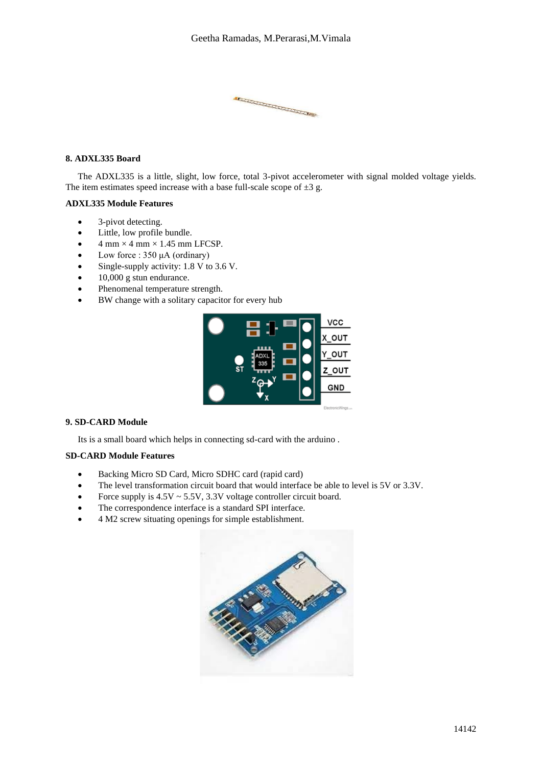### 8. ADXL335 Board

The ADXL335 is a little, slight, low force, total 3-pivot accelerometer with signal molded voltage yields. The item estimates speed increase with a base full-scale scope of ±3 g.

#### ADXL335 Module Features

- 3-pivot detecting.
- Little, low profile bundle.
- 4 mm × 4 mm × 1.45 mm LFCSP.
- Low force : 350 µA (ordinary)
- Single-supply activity: 1.8 V to 3.6 V.
- 10,000 g stun endurance.
- Phenomenal temperature strength.
- BW change with a solitary capacitor for every hub

### 9. SD-CARD Module

Its is a small board which helps in connecting sd-card with the arduino .

#### SD-CARD Module Features

- Backing Micro SD Card, Micro SDHC card (rapid card)
- The level transformation circuit board that would interface be able to level is 5V or 3.3V.
- Force supply is 4.5V ~ 5.5V, 3.3V voltage controller circuit board.
- The correspondence interface is a standard SPI interface.
- 4 M2 screw situating openings for simple establishment.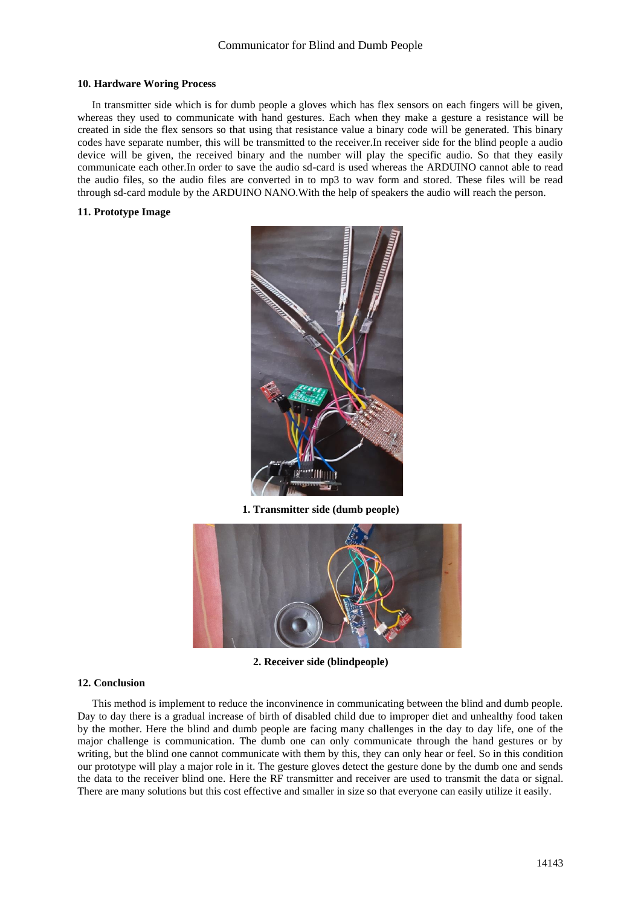### 10. Hardware Woring Process

In transmitter side which is for dumb people a gloves which has flex sensors on each fingers will be given, whereas they used to communicate with hand gestures. Each when they make a gesture a resistance will be created in side the flex sensors so that using that resistance value a binary code will be generated. This binary codes have separate number, this will be transmitted to the receiver.In receiver side for the blind people a audio device will be given, the received binary and the number will play the specific audio. So that they easily communicate each other.In order to save the audio sd-card is used whereas the ARDUINO cannot able to read the audio files, so the audio files are converted in to mp3 to wav form and stored. These files will be read through sd-card module by the ARDUINO NANO.With the help of speakers the audio will reach the person.

### 11. Prototype Image

**1. Transmitter side (dumb people)**

**2. Receiver side (blindpeople)**

### 12. Conclusion

This method is implement to reduce the inconvinence in communicating between the blind and dumb people. Day to day there is a gradual increase of birth of disabled child due to improper diet and unhealthy food taken by the mother. Here the blind and dumb people are facing many challenges in the day to day life, one of the major challenge is communication. The dumb one can only communicate through the hand gestures or by writing, but the blind one cannot communicate with them by this, they can only hear or feel. So in this condition our prototype will play a major role in it. The gesture gloves detect the gesture done by the dumb one and sends the data to the receiver blind one. Here the RF transmitter and receiver are used to transmit the data or signal. There are many solutions but this cost effective and smaller in size so that everyone can easily utilize it easily.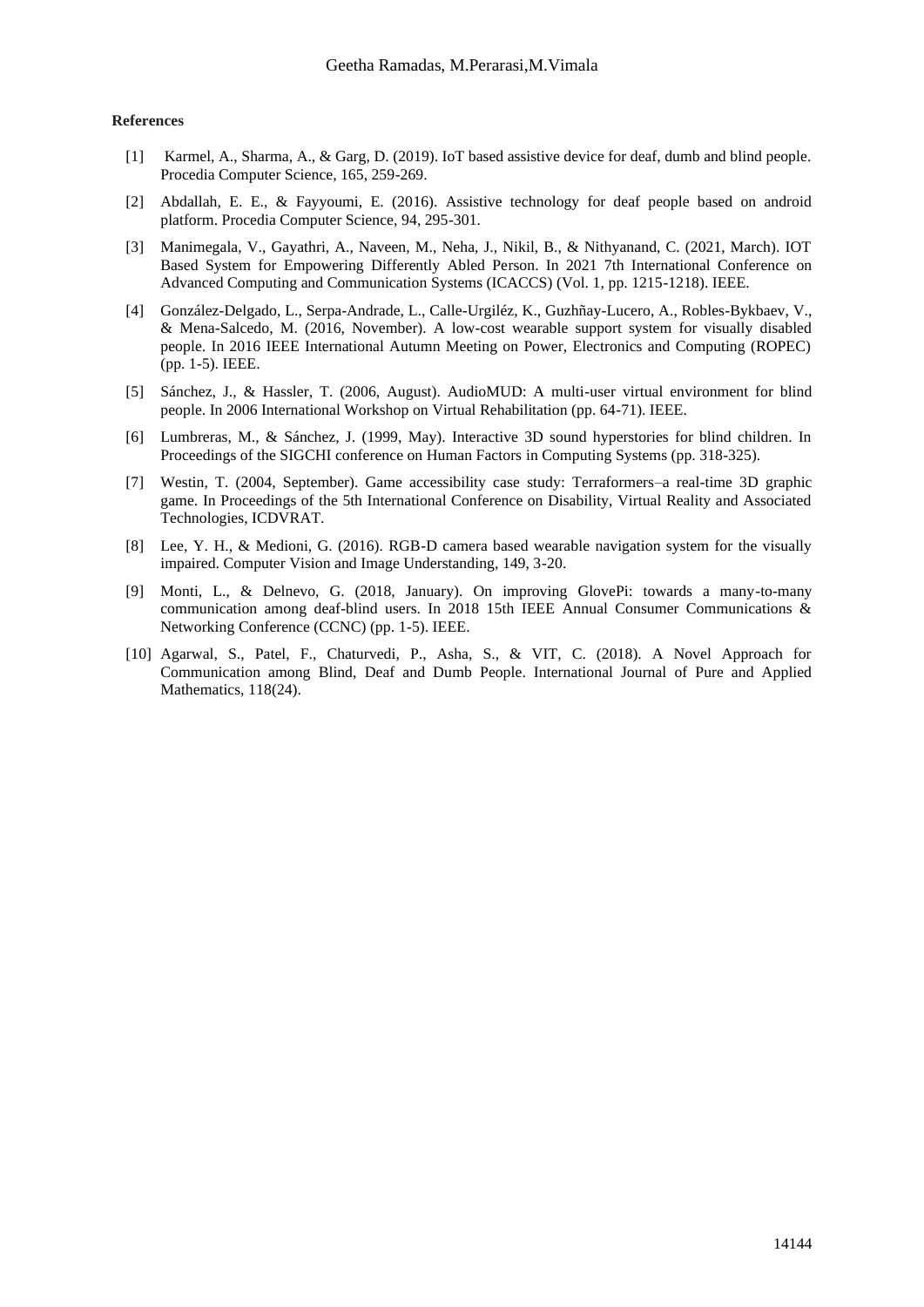**References**

[1] Karmel, A., Sharma, A., & Garg, D. (2019). IoT based assistive device for deaf, dumb and blind people. Procedia Computer Science, 165, 259-269.

[2] Abdallah, E. E., & Fayyoumi, E. (2016). Assistive technology for deaf people based on android platform. Procedia Computer Science, 94, 295-301.

[3] Manimegala, V., Gayathri, A., Naveen, M., Neha, J., Nikil, B., & Nithyanand, C. (2021, March). IOT Based System for Empowering Differently Abled Person. In 2021 7th International Conference on Advanced Computing and Communication Systems (ICACCS) (Vol. 1, pp. 1215-1218). IEEE.

[4] González-Delgado, L., Serpa-Andrade, L., Calle-Urgiléz, K., Guzhñay-Lucero, A., Robles-Bykbaev, V., & Mena-Salcedo, M. (2016, November). A low-cost wearable support system for visually disabled people. In 2016 IEEE International Autumn Meeting on Power, Electronics and Computing (ROPEC) (pp. 1-5). IEEE.

[5] Sánchez, J., & Hassler, T. (2006, August). AudioMUD: A multi-user virtual environment for blind people. In 2006 International Workshop on Virtual Rehabilitation (pp. 64-71). IEEE.

[6] Lumbreras, M., & Sánchez, J. (1999, May). Interactive 3D sound hyperstories for blind children. In Proceedings of the SIGCHI conference on Human Factors in Computing Systems (pp. 318-325).

[7] Westin, T. (2004, September). Game accessibility case study: Terraformers–a real-time 3D graphic game. In Proceedings of the 5th International Conference on Disability, Virtual Reality and Associated Technologies, ICDVRAT.

[8] Lee, Y. H., & Medioni, G. (2016). RGB-D camera based wearable navigation system for the visually impaired. Computer Vision and Image Understanding, 149, 3-20.

[9] Monti, L., & Delnevo, G. (2018, January). On improving GlovePi: towards a many-to-many communication among deaf-blind users. In 2018 15th IEEE Annual Consumer Communications & Networking Conference (CCNC) (pp. 1-5). IEEE.

[10] Agarwal, S., Patel, F., Chaturvedi, P., Asha, S., & VIT, C. (2018). A Novel Approach for Communication among Blind, Deaf and Dumb People. International Journal of Pure and Applied Mathematics, 118(24).